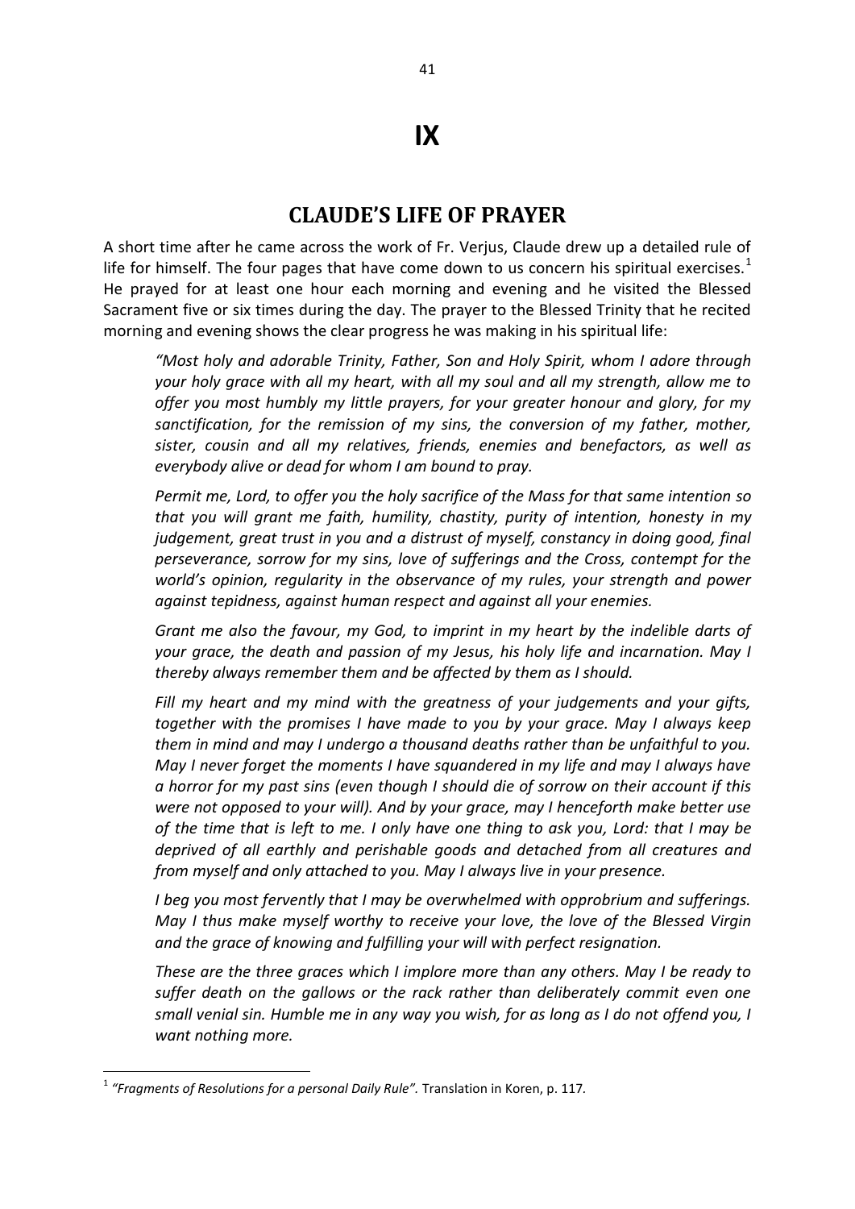# IX

## CLAUDE'S LIFE OF PRAYER

A short time after he came across the work of Fr. Verjus, Claude drew up a detailed rule of life for himself. The four pages that have come down to us concern his spiritual exercises.[1] He prayed for at least one hour each morning and evening and he visited the Blessed Sacrament five or six times during the day. The prayer to the Blessed Trinity that he recited morning and evening shows the clear progress he was making in his spiritual life:

> *"Most holy and adorable Trinity, Father, Son and Holy Spirit, whom I adore through your holy grace with all my heart, with all my soul and all my strength, allow me to offer you most humbly my little prayers, for your greater honour and glory, for my sanctification, for the remission of my sins, the conversion of my father, mother, sister, cousin and all my relatives, friends, enemies and benefactors, as well as everybody alive or dead for whom I am bound to pray.*
>
> *Permit me, Lord, to offer you the holy sacrifice of the Mass for that same intention so that you will grant me faith, humility, chastity, purity of intention, honesty in my judgement, great trust in you and a distrust of myself, constancy in doing good, final perseverance, sorrow for my sins, love of sufferings and the Cross, contempt for the world's opinion, regularity in the observance of my rules, your strength and power against tepidness, against human respect and against all your enemies.*
>
> *Grant me also the favour, my God, to imprint in my heart by the indelible darts of your grace, the death and passion of my Jesus, his holy life and incarnation. May I thereby always remember them and be affected by them as I should.*
>
> *Fill my heart and my mind with the greatness of your judgements and your gifts, together with the promises I have made to you by your grace. May I always keep them in mind and may I undergo a thousand deaths rather than be unfaithful to you. May I never forget the moments I have squandered in my life and may I always have a horror for my past sins (even though I should die of sorrow on their account if this were not opposed to your will). And by your grace, may I henceforth make better use of the time that is left to me. I only have one thing to ask you, Lord: that I may be deprived of all earthly and perishable goods and detached from all creatures and from myself and only attached to you. May I always live in your presence.*
>
> *I beg you most fervently that I may be overwhelmed with opprobrium and sufferings. May I thus make myself worthy to receive your love, the love of the Blessed Virgin and the grace of knowing and fulfilling your will with perfect resignation.*
>
> *These are the three graces which I implore more than any others. May I be ready to suffer death on the gallows or the rack rather than deliberately commit even one small venial sin. Humble me in any way you wish, for as long as I do not offend you, I want nothing more.*

---

[1] *"Fragments of Resolutions for a personal Daily Rule".* Translation in Koren, p. 117.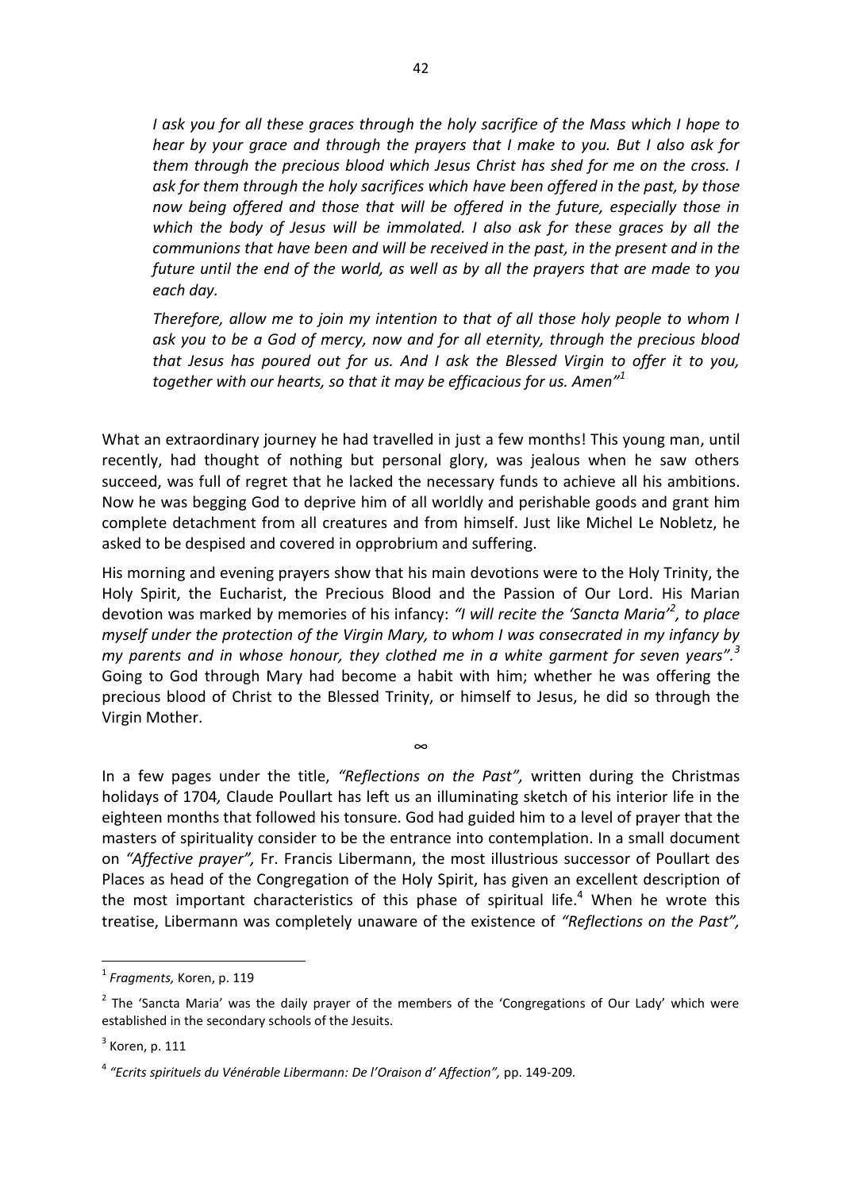*I ask you for all these graces through the holy sacrifice of the Mass which I hope to hear by your grace and through the prayers that I make to you. But I also ask for them through the precious blood which Jesus Christ has shed for me on the cross. I ask for them through the holy sacrifices which have been offered in the past, by those now being offered and those that will be offered in the future, especially those in which the body of Jesus will be immolated. I also ask for these graces by all the communions that have been and will be received in the past, in the present and in the future until the end of the world, as well as by all the prayers that are made to you each day.*

*Therefore, allow me to join my intention to that of all those holy people to whom I ask you to be a God of mercy, now and for all eternity, through the precious blood that Jesus has poured out for us. And I ask the Blessed Virgin to offer it to you, together with our hearts, so that it may be efficacious for us. Amen"*[1]

What an extraordinary journey he had travelled in just a few months! This young man, until recently, had thought of nothing but personal glory, was jealous when he saw others succeed, was full of regret that he lacked the necessary funds to achieve all his ambitions. Now he was begging God to deprive him of all worldly and perishable goods and grant him complete detachment from all creatures and from himself. Just like Michel Le Nobletz, he asked to be despised and covered in opprobrium and suffering.

His morning and evening prayers show that his main devotions were to the Holy Trinity, the Holy Spirit, the Eucharist, the Precious Blood and the Passion of Our Lord. His Marian devotion was marked by memories of his infancy: *"I will recite the 'Sancta Maria'*[2]*, to place myself under the protection of the Virgin Mary, to whom I was consecrated in my infancy by my parents and in whose honour, they clothed me in a white garment for seven years".*[3] Going to God through Mary had become a habit with him; whether he was offering the precious blood of Christ to the Blessed Trinity, or himself to Jesus, he did so through the Virgin Mother.

∞

In a few pages under the title, *"Reflections on the Past",* written during the Christmas holidays of 1704*,* Claude Poullart has left us an illuminating sketch of his interior life in the eighteen months that followed his tonsure. God had guided him to a level of prayer that the masters of spirituality consider to be the entrance into contemplation. In a small document on *"Affective prayer",* Fr. Francis Libermann, the most illustrious successor of Poullart des Places as head of the Congregation of the Holy Spirit, has given an excellent description of the most important characteristics of this phase of spiritual life.[4] When he wrote this treatise, Libermann was completely unaware of the existence of *"Reflections on the Past",*

---

[1] *Fragments,* Koren, p. 119

[2] The 'Sancta Maria' was the daily prayer of the members of the 'Congregations of Our Lady' which were established in the secondary schools of the Jesuits.

[3] Koren, p. 111

[4] *"Ecrits spirituels du Vénérable Libermann: De l'Oraison d' Affection",* pp. 149-209.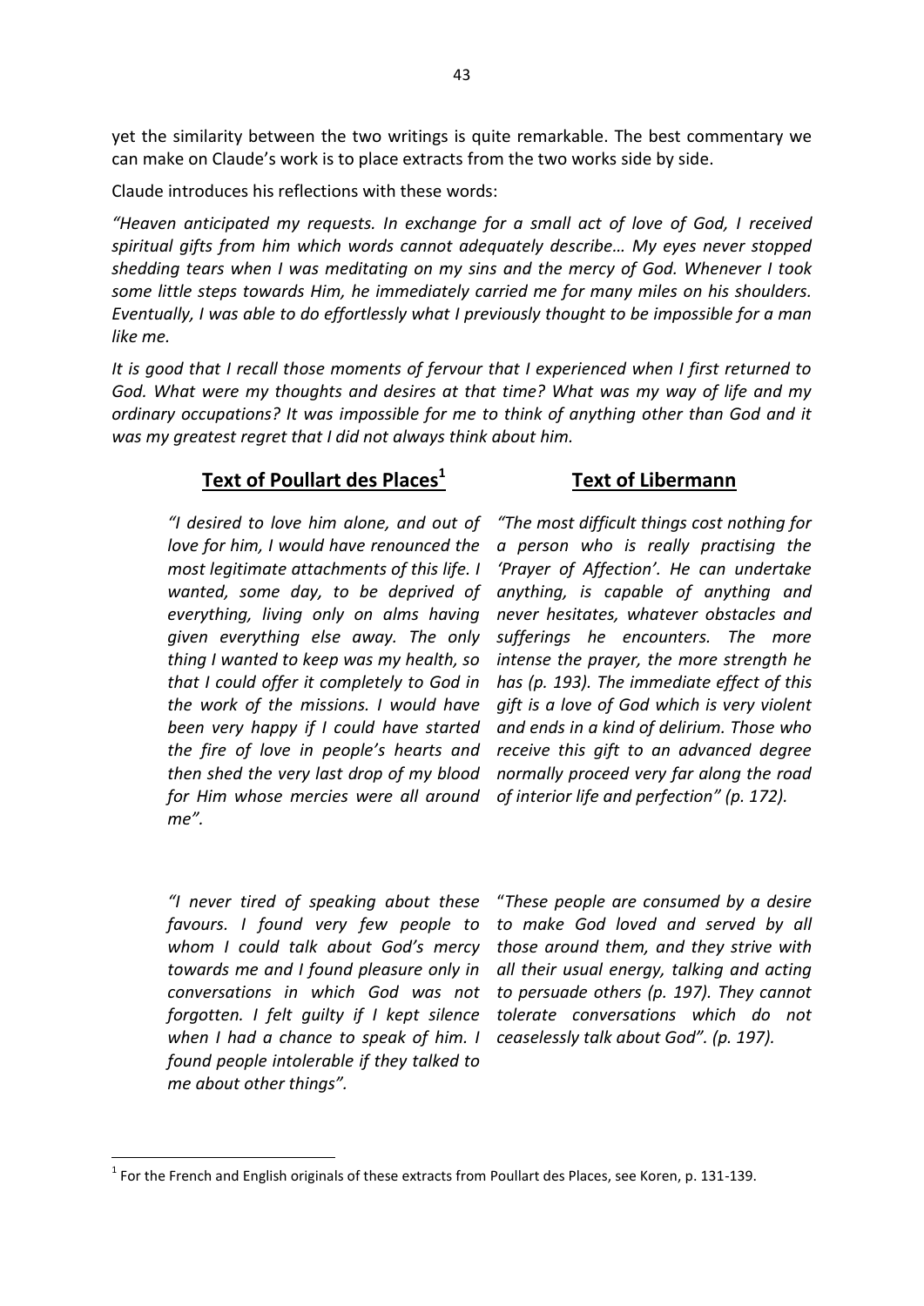yet the similarity between the two writings is quite remarkable. The best commentary we can make on Claude's work is to place extracts from the two works side by side.

Claude introduces his reflections with these words:

*"Heaven anticipated my requests. In exchange for a small act of love of God, I received spiritual gifts from him which words cannot adequately describe… My eyes never stopped shedding tears when I was meditating on my sins and the mercy of God. Whenever I took some little steps towards Him, he immediately carried me for many miles on his shoulders. Eventually, I was able to do effortlessly what I previously thought to be impossible for a man like me.*

*It is good that I recall those moments of fervour that I experienced when I first returned to God. What were my thoughts and desires at that time? What was my way of life and my ordinary occupations? It was impossible for me to think of anything other than God and it was my greatest regret that I did not always think about him.*

| **Text of Poullart des Places[1]** | **Text of Libermann** |
| --- | --- |
| *"I desired to love him alone, and out of love for him, I would have renounced the most legitimate attachments of this life. I wanted, some day, to be deprived of everything, living only on alms having given everything else away. The only thing I wanted to keep was my health, so that I could offer it completely to God in the work of the missions. I would have been very happy if I could have started the fire of love in people's hearts and then shed the very last drop of my blood for Him whose mercies were all around me".* | *"The most difficult things cost nothing for a person who is really practising the 'Prayer of Affection'. He can undertake anything, is capable of anything and never hesitates, whatever obstacles and sufferings he encounters. The more intense the prayer, the more strength he has (p. 193). The immediate effect of this gift is a love of God which is very violent and ends in a kind of delirium. Those who receive this gift to an advanced degree normally proceed very far along the road of interior life and perfection" (p. 172).* |
| *"I never tired of speaking about these favours. I found very few people to whom I could talk about God's mercy towards me and I found pleasure only in conversations in which God was not forgotten. I felt guilty if I kept silence when I had a chance to speak of him. I found people intolerable if they talked to me about other things".* | "*These people are consumed by a desire to make God loved and served by all those around them, and they strive with all their usual energy, talking and acting to persuade others (p. 197). They cannot tolerate conversations which do not ceaselessly talk about God". (p. 197).* |

[1] For the French and English originals of these extracts from Poullart des Places, see Koren, p. 131-139.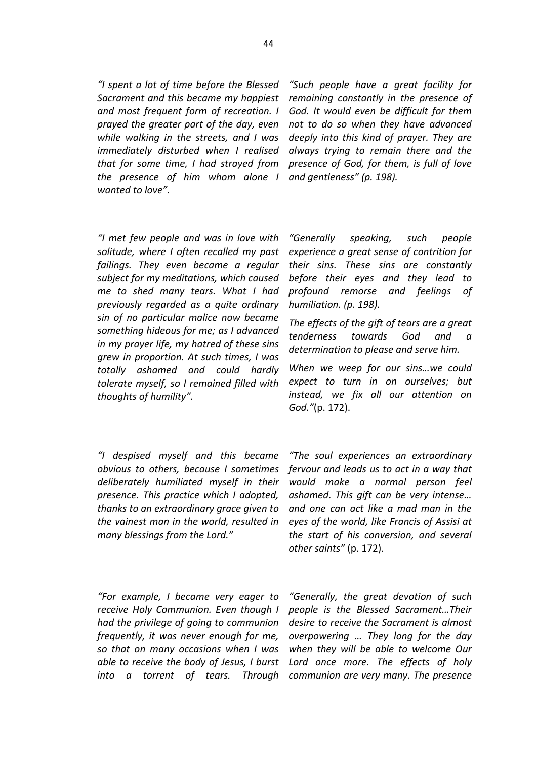*"I spent a lot of time before the Blessed Sacrament and this became my happiest and most frequent form of recreation. I prayed the greater part of the day, even while walking in the streets, and I was immediately disturbed when I realised that for some time, I had strayed from the presence of him whom alone I wanted to love".*

*"Such people have a great facility for remaining constantly in the presence of God. It would even be difficult for them not to do so when they have advanced deeply into this kind of prayer. They are always trying to remain there and the presence of God, for them, is full of love and gentleness" (p. 198).*

*"I met few people and was in love with solitude, where I often recalled my past failings. They even became a regular subject for my meditations, which caused me to shed many tears. What I had previously regarded as a quite ordinary sin of no particular malice now became something hideous for me; as I advanced in my prayer life, my hatred of these sins grew in proportion. At such times, I was totally ashamed and could hardly tolerate myself, so I remained filled with thoughts of humility".*

*"Generally speaking, such people experience a great sense of contrition for their sins. These sins are constantly before their eyes and they lead to profound remorse and feelings of humiliation. (p. 198).*

*The effects of the gift of tears are a great tenderness towards God and a determination to please and serve him.*

*When we weep for our sins…we could expect to turn in on ourselves; but instead, we fix all our attention on God."*(p. 172).

*"I despised myself and this became obvious to others, because I sometimes deliberately humiliated myself in their presence. This practice which I adopted, thanks to an extraordinary grace given to the vainest man in the world, resulted in many blessings from the Lord."*

*"The soul experiences an extraordinary fervour and leads us to act in a way that would make a normal person feel ashamed. This gift can be very intense… and one can act like a mad man in the eyes of the world, like Francis of Assisi at the start of his conversion, and several other saints"* (p. 172).

*"For example, I became very eager to receive Holy Communion. Even though I had the privilege of going to communion frequently, it was never enough for me, so that on many occasions when I was able to receive the body of Jesus, I burst into a torrent of tears. Through*

*"Generally, the great devotion of such people is the Blessed Sacrament…Their desire to receive the Sacrament is almost overpowering … They long for the day when they will be able to welcome Our Lord once more. The effects of holy communion are very many. The presence*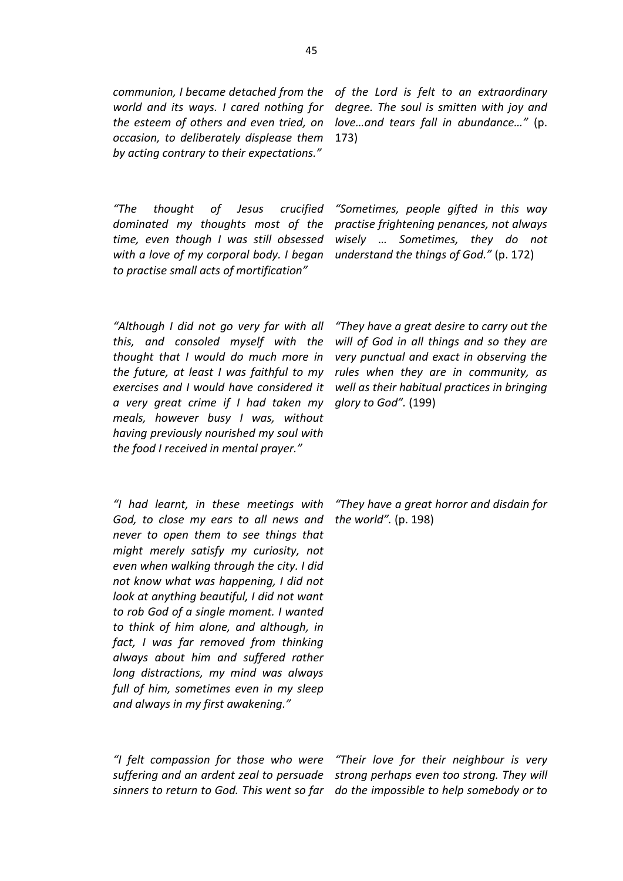*communion, I became detached from the world and its ways. I cared nothing for the esteem of others and even tried, on occasion, to deliberately displease them by acting contrary to their expectations."*

*of the Lord is felt to an extraordinary degree. The soul is smitten with joy and love…and tears fall in abundance…"* (p. 173)

*"The thought of Jesus crucified dominated my thoughts most of the time, even though I was still obsessed with a love of my corporal body. I began to practise small acts of mortification"*

*"Sometimes, people gifted in this way practise frightening penances, not always wisely … Sometimes, they do not understand the things of God."* (p. 172)

*"Although I did not go very far with all this, and consoled myself with the thought that I would do much more in the future, at least I was faithful to my exercises and I would have considered it a very great crime if I had taken my meals, however busy I was, without having previously nourished my soul with the food I received in mental prayer."*

*"They have a great desire to carry out the will of God in all things and so they are very punctual and exact in observing the rules when they are in community, as well as their habitual practices in bringing glory to God".* (199)

*"I had learnt, in these meetings with God, to close my ears to all news and never to open them to see things that might merely satisfy my curiosity, not even when walking through the city. I did not know what was happening, I did not look at anything beautiful, I did not want to rob God of a single moment. I wanted to think of him alone, and although, in fact, I was far removed from thinking always about him and suffered rather long distractions, my mind was always full of him, sometimes even in my sleep and always in my first awakening."*

*"They have a great horror and disdain for the world".* (p. 198)

*"I felt compassion for those who were suffering and an ardent zeal to persuade sinners to return to God. This went so far*

*"Their love for their neighbour is very strong perhaps even too strong. They will do the impossible to help somebody or to*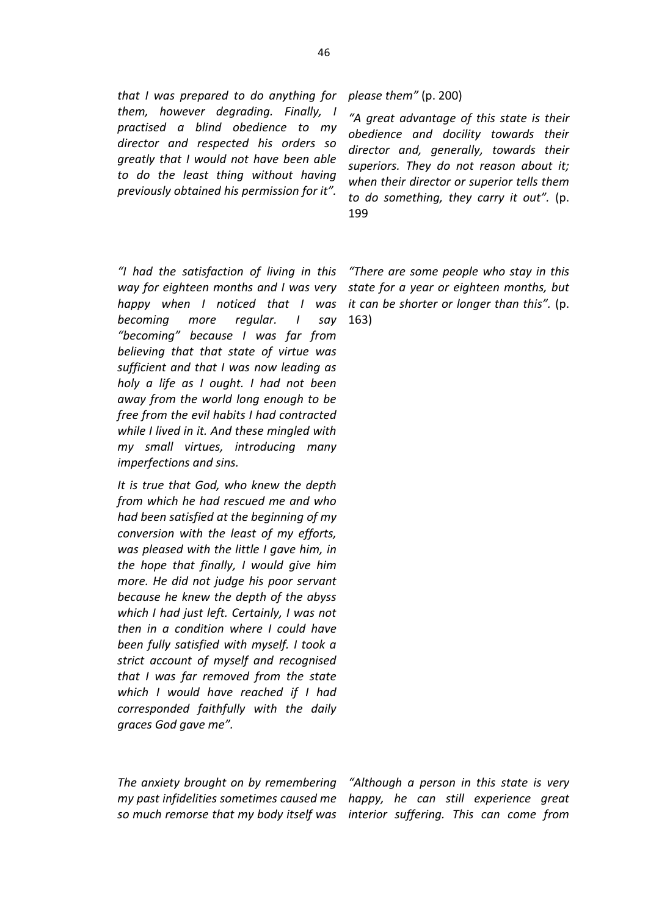*that I was prepared to do anything for them, however degrading. Finally, I practised a blind obedience to my director and respected his orders so greatly that I would not have been able to do the least thing without having previously obtained his permission for it".*

*please them"* (p. 200)

*"A great advantage of this state is their obedience and docility towards their director and, generally, towards their superiors. They do not reason about it; when their director or superior tells them to do something, they carry it out".* (p. 199

*"I had the satisfaction of living in this way for eighteen months and I was very happy when I noticed that I was becoming more regular. I say "becoming" because I was far from believing that that state of virtue was sufficient and that I was now leading as holy a life as I ought. I had not been away from the world long enough to be free from the evil habits I had contracted while I lived in it. And these mingled with my small virtues, introducing many imperfections and sins.*

*It is true that God, who knew the depth from which he had rescued me and who had been satisfied at the beginning of my conversion with the least of my efforts, was pleased with the little I gave him, in the hope that finally, I would give him more. He did not judge his poor servant because he knew the depth of the abyss which I had just left. Certainly, I was not then in a condition where I could have been fully satisfied with myself. I took a strict account of myself and recognised that I was far removed from the state which I would have reached if I had corresponded faithfully with the daily graces God gave me".*

*"There are some people who stay in this state for a year or eighteen months, but it can be shorter or longer than this".* (p. 163)

*The anxiety brought on by remembering my past infidelities sometimes caused me so much remorse that my body itself was*

*"Although a person in this state is very happy, he can still experience great interior suffering. This can come from*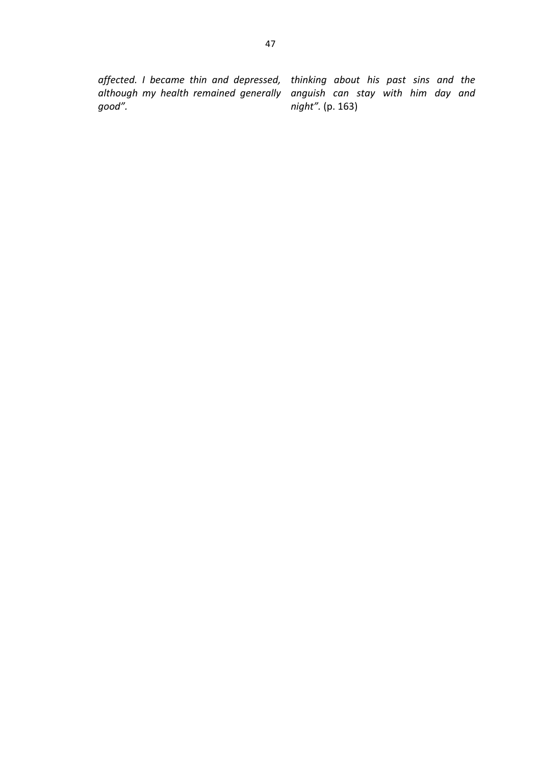*affected. I became thin and depressed, although my health remained generally good".*

*thinking about his past sins and the anguish can stay with him day and night".* (p. 163)